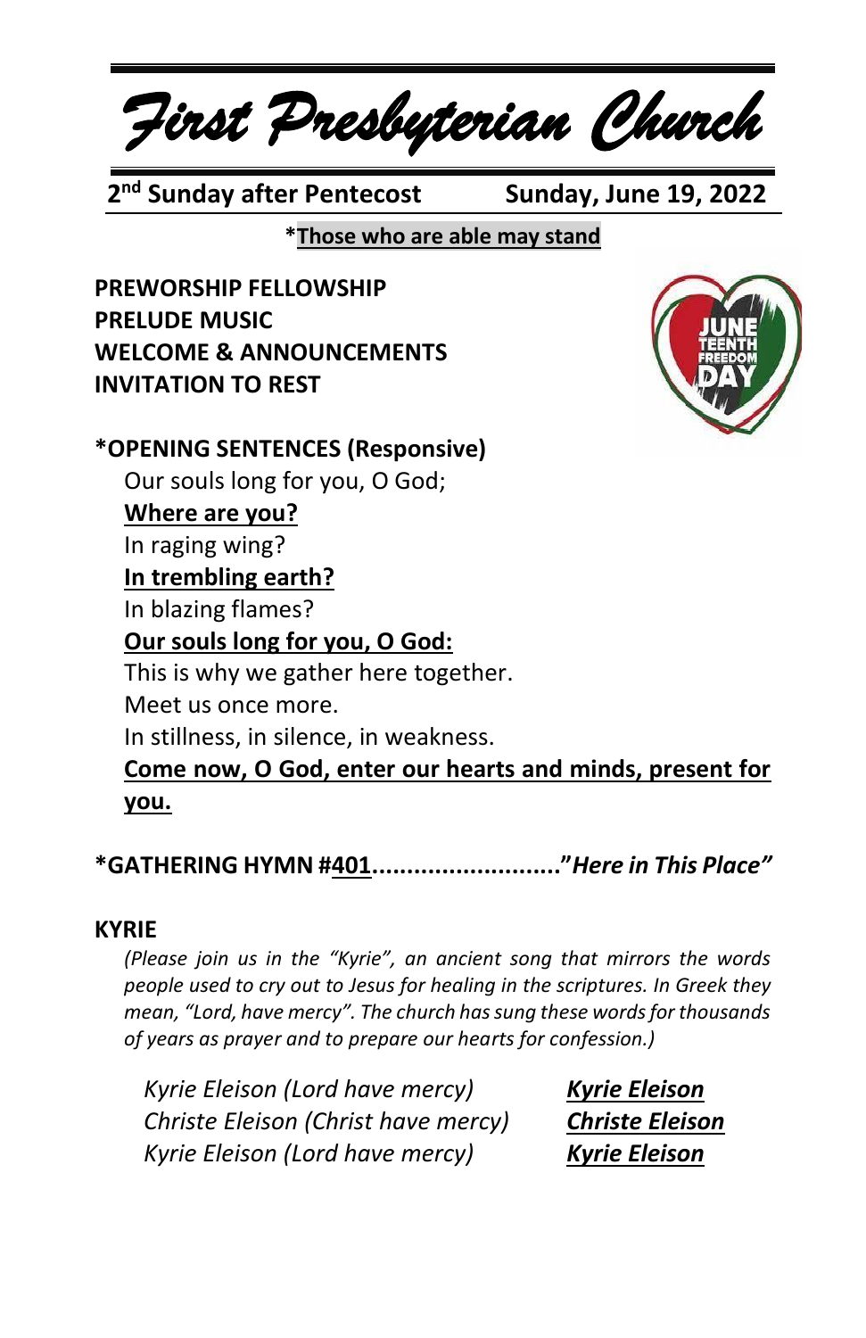# First Presbyterian Church

**2nd Sunday after Pentecost** **Sunday, June 19, 2022**

*__Those who are able may stand__

**PREWORSHIP FELLOWSHIP**
**PRELUDE MUSIC**
**WELCOME & ANNOUNCEMENTS**
**INVITATION TO REST**

**\*OPENING SENTENCES (Responsive)**

Our souls long for you, O God;
**__Where are you?__**
In raging wing?
**__In trembling earth?__**
In blazing flames?
**__Our souls long for you, O God:__**
This is why we gather here together.
Meet us once more.
In stillness, in silence, in weakness.
**__Come now, O God, enter our hearts and minds, present for you.__**

**\*GATHERING HYMN #__401__..........................."*Here in This Place*"**

**KYRIE**

*(Please join us in the "Kyrie", an ancient song that mirrors the words people used to cry out to Jesus for healing in the scriptures. In Greek they mean, "Lord, have mercy". The church has sung these words for thousands of years as prayer and to prepare our hearts for confession.)*

*Kyrie Eleison (Lord have mercy)* ***__Kyrie Eleison__***
*Christe Eleison (Christ have mercy)* ***__Christe Eleison__***
*Kyrie Eleison (Lord have mercy)* ***__Kyrie Eleison__***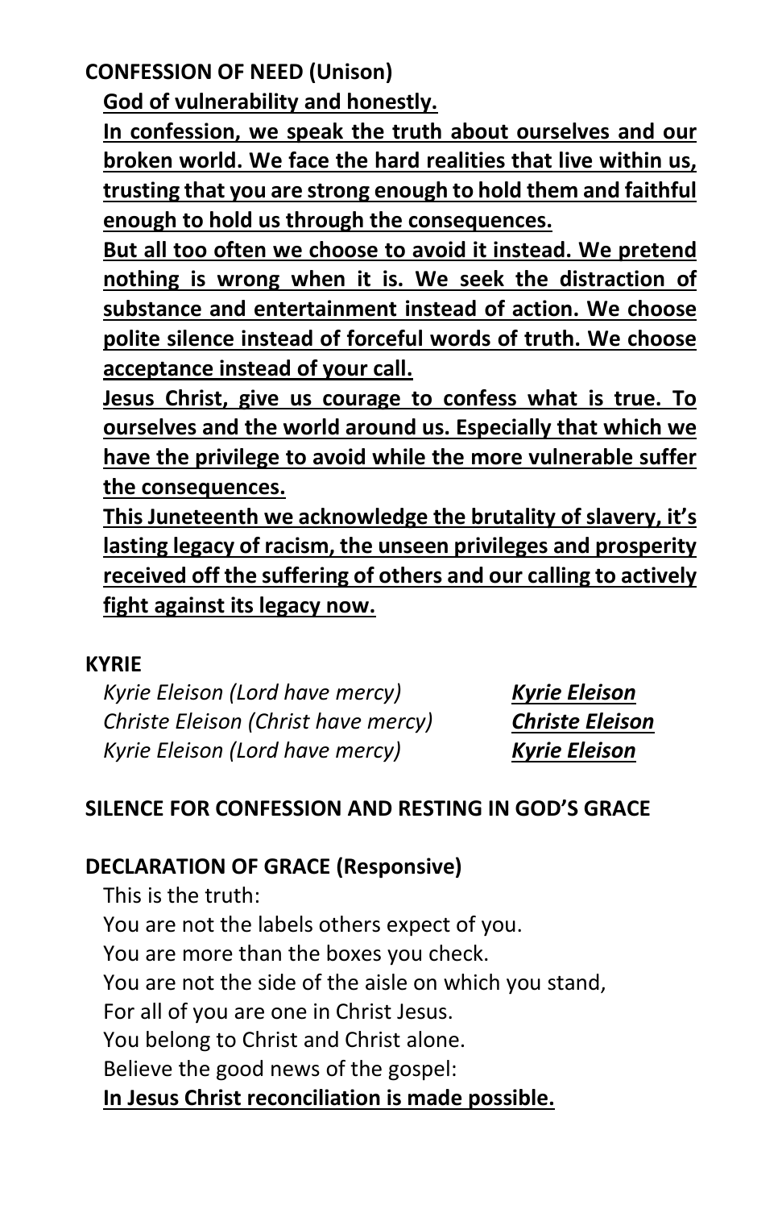**CONFESSION OF NEED (Unison)**

**God of vulnerability and honestly.**

**In confession, we speak the truth about ourselves and our broken world. We face the hard realities that live within us, trusting that you are strong enough to hold them and faithful enough to hold us through the consequences.**

**But all too often we choose to avoid it instead. We pretend nothing is wrong when it is. We seek the distraction of substance and entertainment instead of action. We choose polite silence instead of forceful words of truth. We choose acceptance instead of your call.**

**Jesus Christ, give us courage to confess what is true. To ourselves and the world around us. Especially that which we have the privilege to avoid while the more vulnerable suffer the consequences.**

**This Juneteenth we acknowledge the brutality of slavery, it's lasting legacy of racism, the unseen privileges and prosperity received off the suffering of others and our calling to actively fight against its legacy now.**

**KYRIE**

*Kyrie Eleison (Lord have mercy)* ***Kyrie Eleison***
*Christe Eleison (Christ have mercy)* ***Christe Eleison***
*Kyrie Eleison (Lord have mercy)* ***Kyrie Eleison***

**SILENCE FOR CONFESSION AND RESTING IN GOD'S GRACE**

**DECLARATION OF GRACE (Responsive)**

This is the truth:
You are not the labels others expect of you.
You are more than the boxes you check.
You are not the side of the aisle on which you stand,
For all of you are one in Christ Jesus.
You belong to Christ and Christ alone.
Believe the good news of the gospel:
**In Jesus Christ reconciliation is made possible.**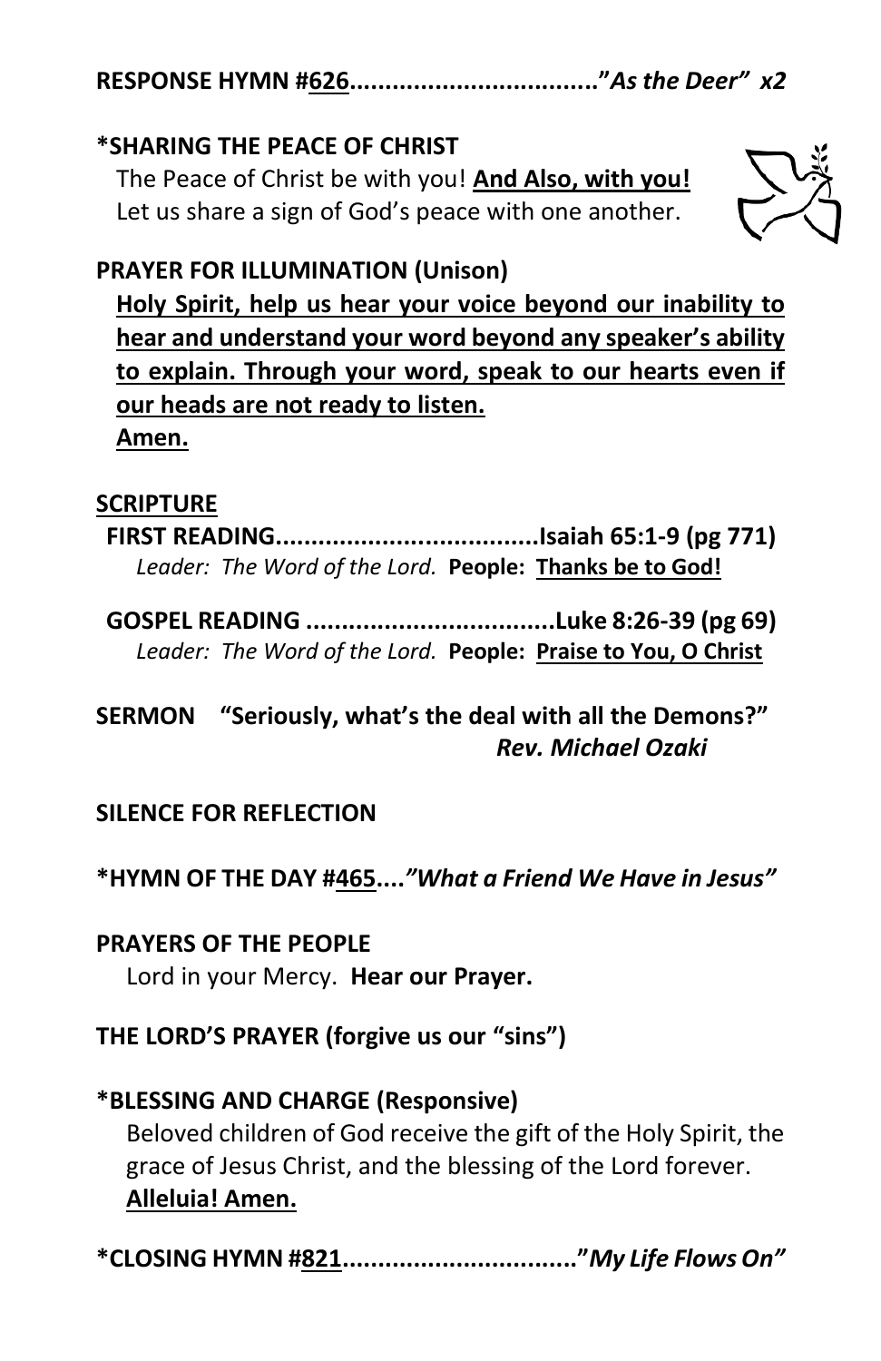**RESPONSE HYMN #626..................................**"*As the Deer" x2*

**\*SHARING THE PEACE OF CHRIST**

The Peace of Christ be with you! **And Also, with you!**
Let us share a sign of God's peace with one another.

**PRAYER FOR ILLUMINATION (Unison)**

**Holy Spirit, help us hear your voice beyond our inability to hear and understand your word beyond any speaker's ability to explain. Through your word, speak to our hearts even if our heads are not ready to listen.**
**Amen.**

**SCRIPTURE**

**FIRST READING....................................Isaiah 65:1-9 (pg 771)**
*Leader: The Word of the Lord.* **People: Thanks be to God!**

**GOSPEL READING ..................................Luke 8:26-39 (pg 69)**
*Leader: The Word of the Lord.* **People: Praise to You, O Christ**

**SERMON "Seriously, what's the deal with all the Demons?"**
***Rev. Michael Ozaki***

**SILENCE FOR REFLECTION**

**\*HYMN OF THE DAY #465....*"What a Friend We Have in Jesus"***

**PRAYERS OF THE PEOPLE**

Lord in your Mercy. **Hear our Prayer.**

**THE LORD'S PRAYER (forgive us our "sins")**

**\*BLESSING AND CHARGE (Responsive)**

Beloved children of God receive the gift of the Holy Spirit, the grace of Jesus Christ, and the blessing of the Lord forever.
**Alleluia! Amen.**

**\*CLOSING HYMN #821................................**"*My Life Flows On"*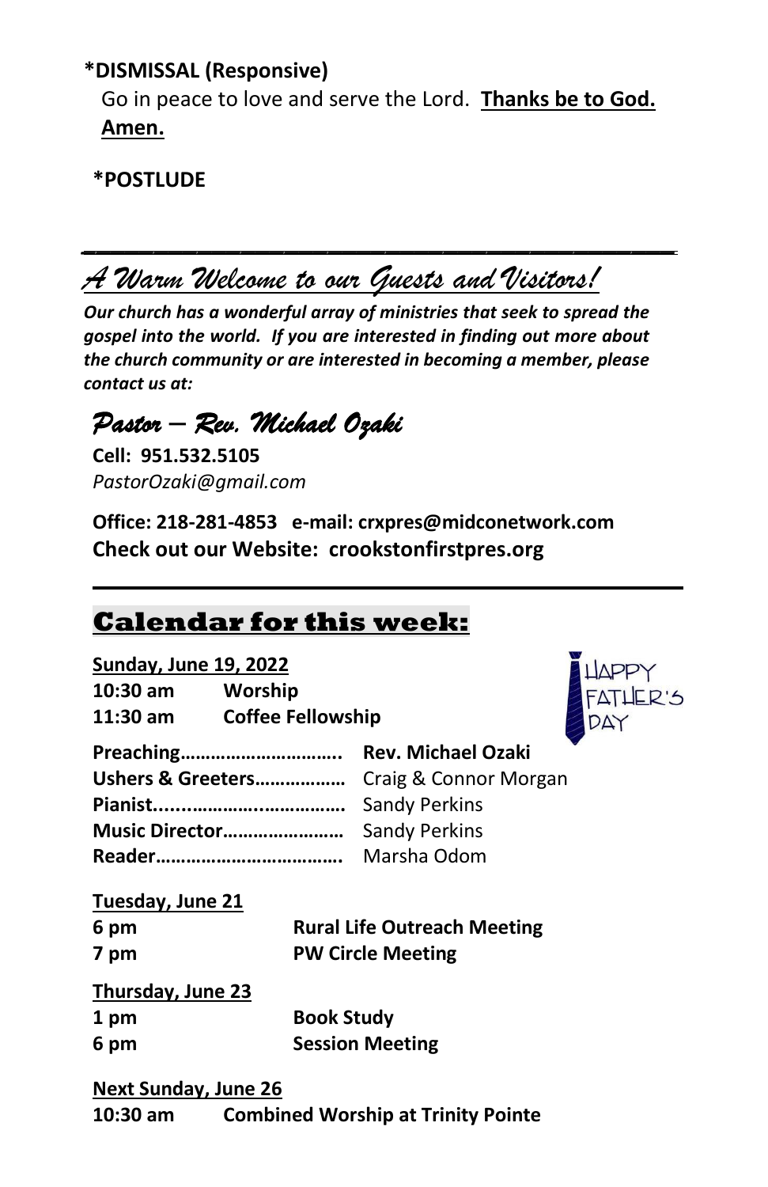**\*DISMISSAL (Responsive)**

Go in peace to love and serve the Lord. **Thanks be to God. Amen.**

**\*POSTLUDE**

---

## *A Warm Welcome to our Guests and Visitors!*

***Our church has a wonderful array of ministries that seek to spread the gospel into the world. If you are interested in finding out more about the church community or are interested in becoming a member, please contact us at:***

### *Pastor – Rev. Michael Ozaki*

**Cell: 951.532.5105**
*PastorOzaki@gmail.com*

**Office: 218-281-4853 e-mail: crxpres@midconetwork.com**
**Check out our Website: crookstonfirstpres.org**

---

## Calendar for this week:

HAPPY FATHER'S DAY

**Sunday, June 19, 2022**

**10:30 am** **Worship**
**11:30 am** **Coffee Fellowship**

| | |
|---|---|
| **Preaching…………………………** | **Rev. Michael Ozaki** |
| **Ushers & Greeters………………** | Craig & Connor Morgan |
| **Pianist………………………………** | Sandy Perkins |
| **Music Director……………………** | Sandy Perkins |
| **Reader………………………………** | Marsha Odom |

**Tuesday, June 21**

**6 pm** **Rural Life Outreach Meeting**
**7 pm** **PW Circle Meeting**

**Thursday, June 23**

**1 pm** **Book Study**
**6 pm** **Session Meeting**

**Next Sunday, June 26**

**10:30 am** **Combined Worship at Trinity Pointe**